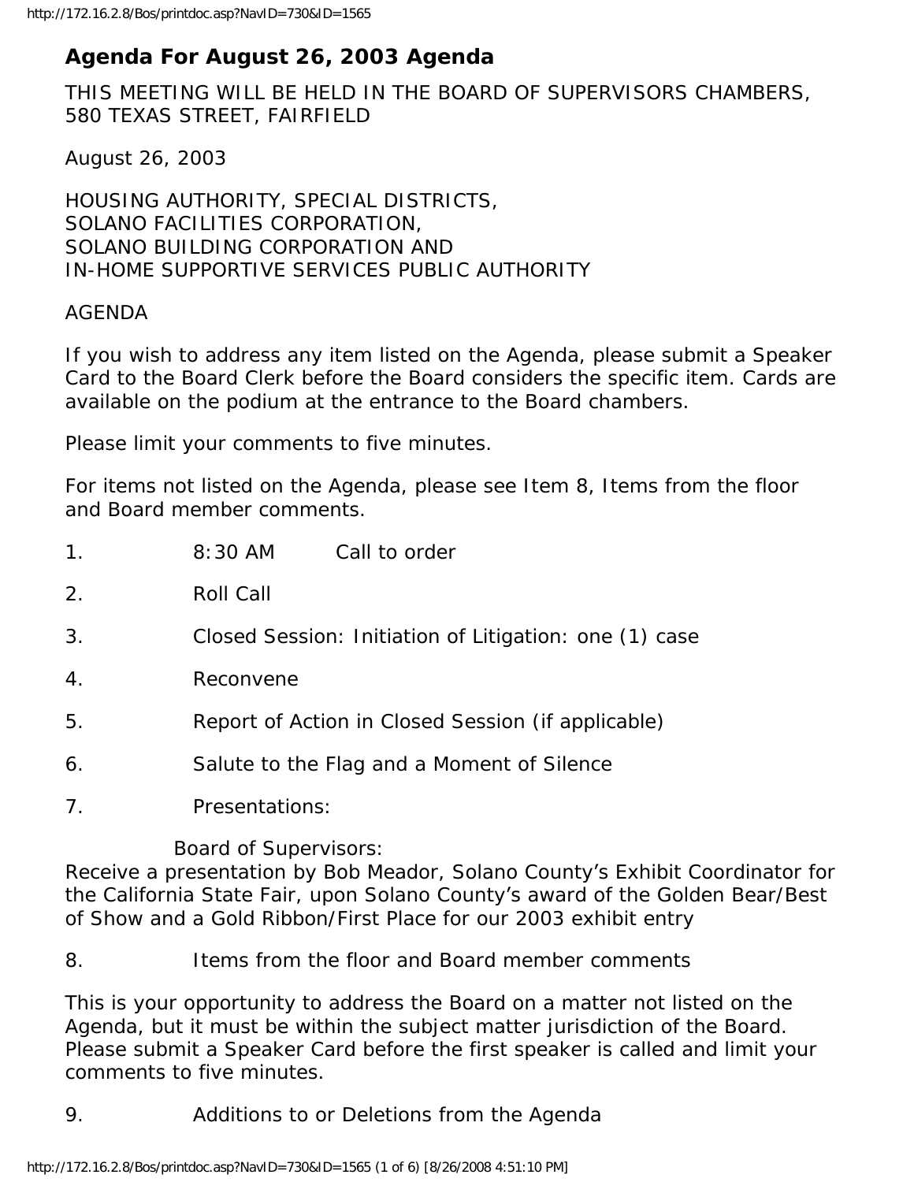# Agenda For August 26, 2003 Agenda

THIS MEETING WILL BE HELD IN THE BOARD OF SUPERVISORS CHAMBERS, 580 TEXAS STREET, FAIRFIELD

August 26, 2003

HOUSING AUTHORITY, SPECIAL DISTRICTS,
SOLANO FACILITIES CORPORATION,
SOLANO BUILDING CORPORATION AND
IN-HOME SUPPORTIVE SERVICES PUBLIC AUTHORITY

AGENDA

If you wish to address any item listed on the Agenda, please submit a Speaker Card to the Board Clerk before the Board considers the specific item. Cards are available on the podium at the entrance to the Board chambers.

Please limit your comments to five minutes.

For items not listed on the Agenda, please see Item 8, Items from the floor and Board member comments.

1. 8:30 AM Call to order

2. Roll Call

3. Closed Session: Initiation of Litigation: one (1) case

4. Reconvene

5. Report of Action in Closed Session (if applicable)

6. Salute to the Flag and a Moment of Silence

7. Presentations:

Board of Supervisors:
Receive a presentation by Bob Meador, Solano County's Exhibit Coordinator for the California State Fair, upon Solano County's award of the Golden Bear/Best of Show and a Gold Ribbon/First Place for our 2003 exhibit entry

8. Items from the floor and Board member comments

This is your opportunity to address the Board on a matter not listed on the Agenda, but it must be within the subject matter jurisdiction of the Board. Please submit a Speaker Card before the first speaker is called and limit your comments to five minutes.

9. Additions to or Deletions from the Agenda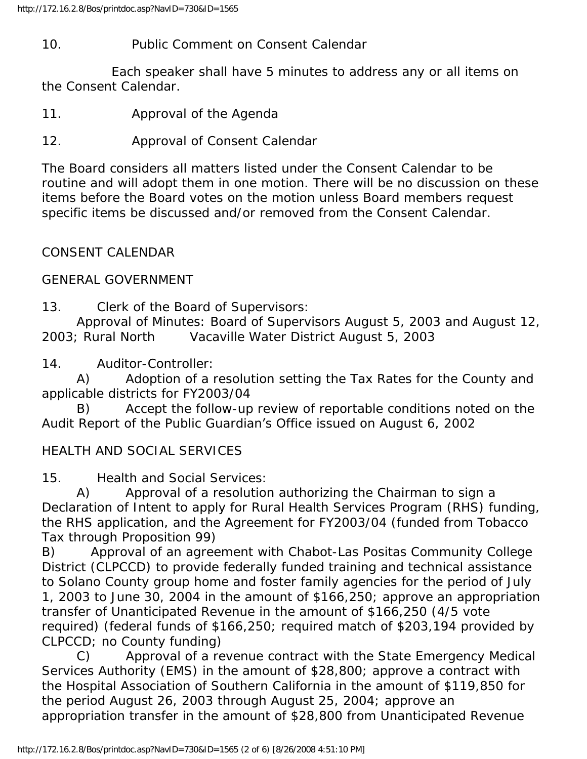10. Public Comment on Consent Calendar

Each speaker shall have 5 minutes to address any or all items on the Consent Calendar.

11. Approval of the Agenda

12. Approval of Consent Calendar

The Board considers all matters listed under the Consent Calendar to be routine and will adopt them in one motion. There will be no discussion on these items before the Board votes on the motion unless Board members request specific items be discussed and/or removed from the Consent Calendar.

CONSENT CALENDAR

GENERAL GOVERNMENT

13. Clerk of the Board of Supervisors:
Approval of Minutes: Board of Supervisors August 5, 2003 and August 12, 2003; Rural North Vacaville Water District August 5, 2003

14. Auditor-Controller:
A) Adoption of a resolution setting the Tax Rates for the County and applicable districts for FY2003/04
B) Accept the follow-up review of reportable conditions noted on the Audit Report of the Public Guardian's Office issued on August 6, 2002

HEALTH AND SOCIAL SERVICES

15. Health and Social Services:
A) Approval of a resolution authorizing the Chairman to sign a Declaration of Intent to apply for Rural Health Services Program (RHS) funding, the RHS application, and the Agreement for FY2003/04 (funded from Tobacco Tax through Proposition 99)
B) Approval of an agreement with Chabot-Las Positas Community College District (CLPCCD) to provide federally funded training and technical assistance to Solano County group home and foster family agencies for the period of July 1, 2003 to June 30, 2004 in the amount of $166,250; approve an appropriation transfer of Unanticipated Revenue in the amount of $166,250 (4/5 vote required) (federal funds of $166,250; required match of $203,194 provided by CLPCCD; no County funding)
C) Approval of a revenue contract with the State Emergency Medical Services Authority (EMS) in the amount of $28,800; approve a contract with the Hospital Association of Southern California in the amount of $119,850 for the period August 26, 2003 through August 25, 2004; approve an appropriation transfer in the amount of $28,800 from Unanticipated Revenue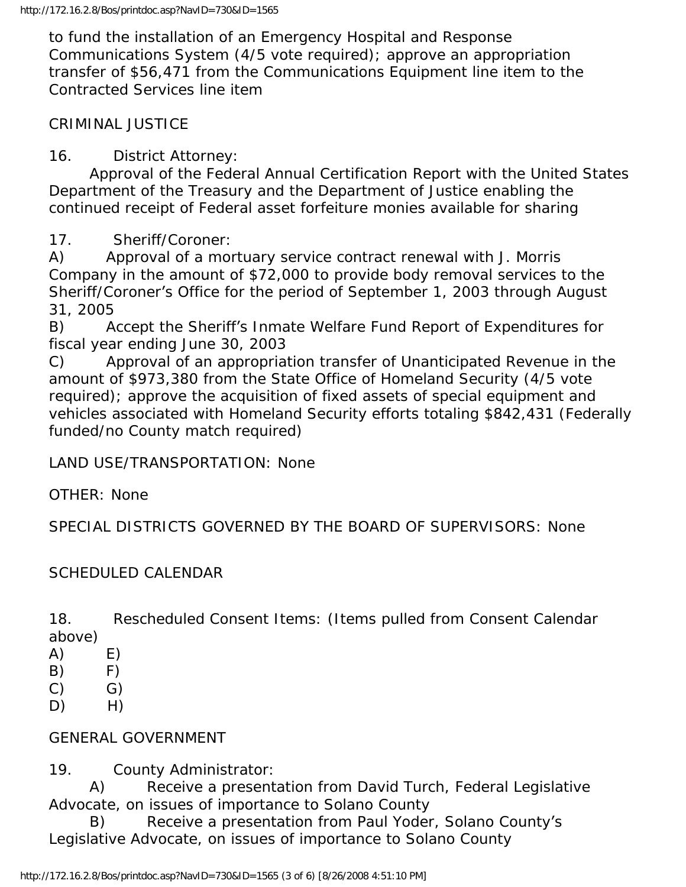to fund the installation of an Emergency Hospital and Response Communications System (4/5 vote required); approve an appropriation transfer of $56,471 from the Communications Equipment line item to the Contracted Services line item

CRIMINAL JUSTICE

16. District Attorney:

Approval of the Federal Annual Certification Report with the United States Department of the Treasury and the Department of Justice enabling the continued receipt of Federal asset forfeiture monies available for sharing

17. Sheriff/Coroner:

A) Approval of a mortuary service contract renewal with J. Morris Company in the amount of $72,000 to provide body removal services to the Sheriff/Coroner's Office for the period of September 1, 2003 through August 31, 2005

B) Accept the Sheriff's Inmate Welfare Fund Report of Expenditures for fiscal year ending June 30, 2003

C) Approval of an appropriation transfer of Unanticipated Revenue in the amount of $973,380 from the State Office of Homeland Security (4/5 vote required); approve the acquisition of fixed assets of special equipment and vehicles associated with Homeland Security efforts totaling $842,431 (Federally funded/no County match required)

LAND USE/TRANSPORTATION: None

OTHER: None

SPECIAL DISTRICTS GOVERNED BY THE BOARD OF SUPERVISORS: None

SCHEDULED CALENDAR

18. Rescheduled Consent Items: (Items pulled from Consent Calendar above)

A) E)
B) F)
C) G)
D) H)

GENERAL GOVERNMENT

19. County Administrator:

A) Receive a presentation from David Turch, Federal Legislative Advocate, on issues of importance to Solano County

B) Receive a presentation from Paul Yoder, Solano County's Legislative Advocate, on issues of importance to Solano County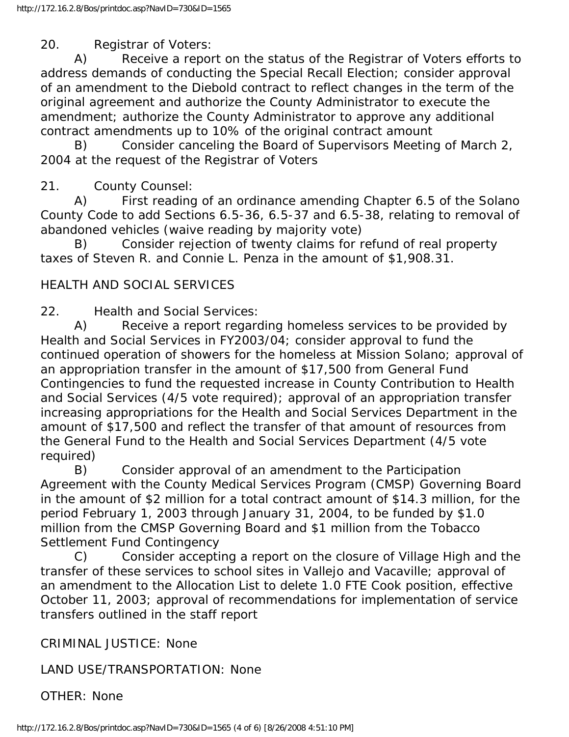20. Registrar of Voters:

A) Receive a report on the status of the Registrar of Voters efforts to address demands of conducting the Special Recall Election; consider approval of an amendment to the Diebold contract to reflect changes in the term of the original agreement and authorize the County Administrator to execute the amendment; authorize the County Administrator to approve any additional contract amendments up to 10% of the original contract amount

B) Consider canceling the Board of Supervisors Meeting of March 2, 2004 at the request of the Registrar of Voters

21. County Counsel:

A) First reading of an ordinance amending Chapter 6.5 of the Solano County Code to add Sections 6.5-36, 6.5-37 and 6.5-38, relating to removal of abandoned vehicles (waive reading by majority vote)

B) Consider rejection of twenty claims for refund of real property taxes of Steven R. and Connie L. Penza in the amount of $1,908.31.

HEALTH AND SOCIAL SERVICES

22. Health and Social Services:

A) Receive a report regarding homeless services to be provided by Health and Social Services in FY2003/04; consider approval to fund the continued operation of showers for the homeless at Mission Solano; approval of an appropriation transfer in the amount of $17,500 from General Fund Contingencies to fund the requested increase in County Contribution to Health and Social Services (4/5 vote required); approval of an appropriation transfer increasing appropriations for the Health and Social Services Department in the amount of $17,500 and reflect the transfer of that amount of resources from the General Fund to the Health and Social Services Department (4/5 vote required)

B) Consider approval of an amendment to the Participation Agreement with the County Medical Services Program (CMSP) Governing Board in the amount of $2 million for a total contract amount of $14.3 million, for the period February 1, 2003 through January 31, 2004, to be funded by $1.0 million from the CMSP Governing Board and $1 million from the Tobacco Settlement Fund Contingency

C) Consider accepting a report on the closure of Village High and the transfer of these services to school sites in Vallejo and Vacaville; approval of an amendment to the Allocation List to delete 1.0 FTE Cook position, effective October 11, 2003; approval of recommendations for implementation of service transfers outlined in the staff report

CRIMINAL JUSTICE: None

LAND USE/TRANSPORTATION: None

OTHER: None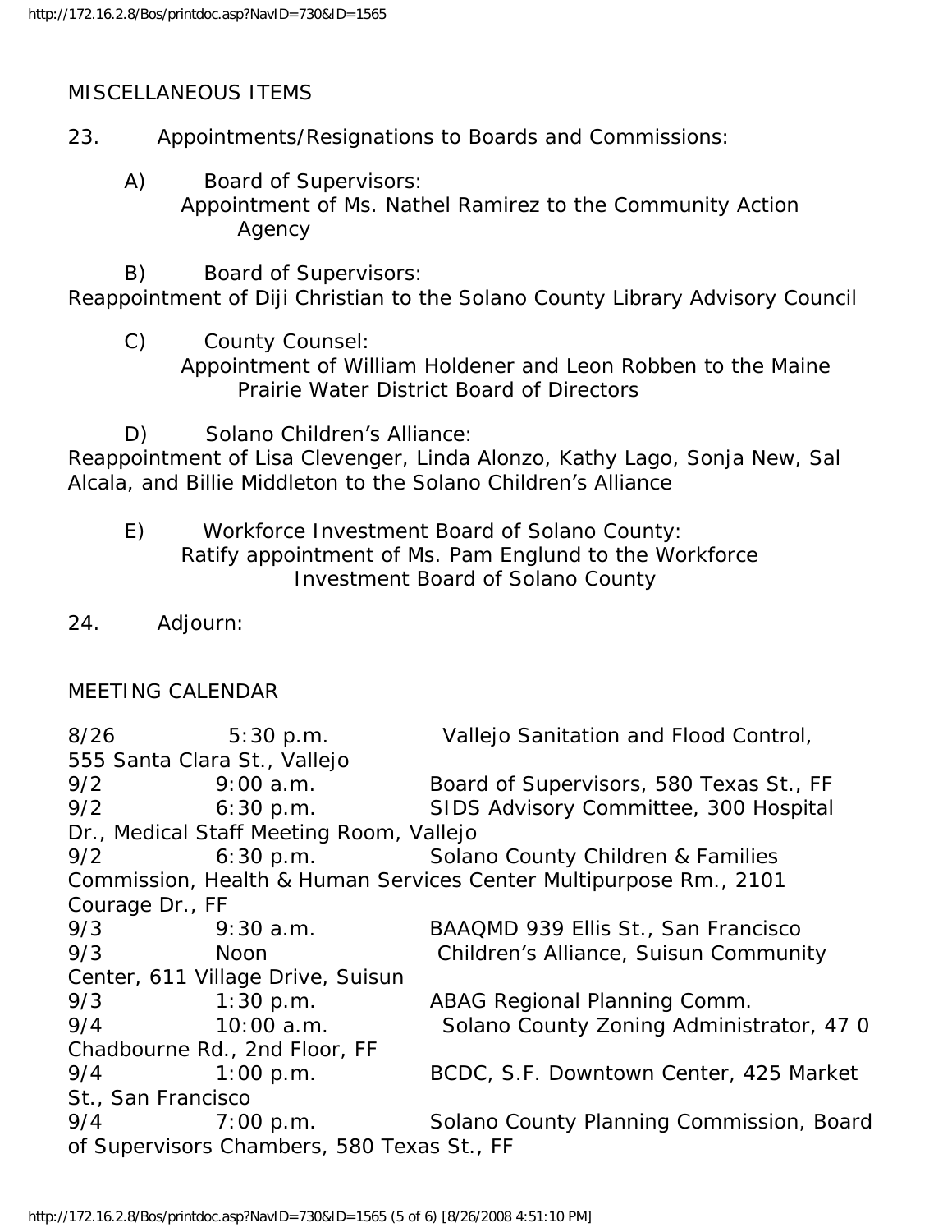MISCELLANEOUS ITEMS

23. Appointments/Resignations to Boards and Commissions:

A) Board of Supervisors:
Appointment of Ms. Nathel Ramirez to the Community Action Agency

B) Board of Supervisors:
Reappointment of Diji Christian to the Solano County Library Advisory Council

C) County Counsel:
Appointment of William Holdener and Leon Robben to the Maine Prairie Water District Board of Directors

D) Solano Children's Alliance:
Reappointment of Lisa Clevenger, Linda Alonzo, Kathy Lago, Sonja New, Sal Alcala, and Billie Middleton to the Solano Children's Alliance

E) Workforce Investment Board of Solano County:
Ratify appointment of Ms. Pam Englund to the Workforce Investment Board of Solano County

24. Adjourn:

MEETING CALENDAR

8/26 5:30 p.m. Vallejo Sanitation and Flood Control, 555 Santa Clara St., Vallejo
9/2 9:00 a.m. Board of Supervisors, 580 Texas St., FF
9/2 6:30 p.m. SIDS Advisory Committee, 300 Hospital Dr., Medical Staff Meeting Room, Vallejo
9/2 6:30 p.m. Solano County Children & Families Commission, Health & Human Services Center Multipurpose Rm., 2101 Courage Dr., FF
9/3 9:30 a.m. BAAQMD 939 Ellis St., San Francisco
9/3 Noon Children's Alliance, Suisun Community Center, 611 Village Drive, Suisun
9/3 1:30 p.m. ABAG Regional Planning Comm.
9/4 10:00 a.m. Solano County Zoning Administrator, 47 0 Chadbourne Rd., 2nd Floor, FF
9/4 1:00 p.m. BCDC, S.F. Downtown Center, 425 Market St., San Francisco
9/4 7:00 p.m. Solano County Planning Commission, Board of Supervisors Chambers, 580 Texas St., FF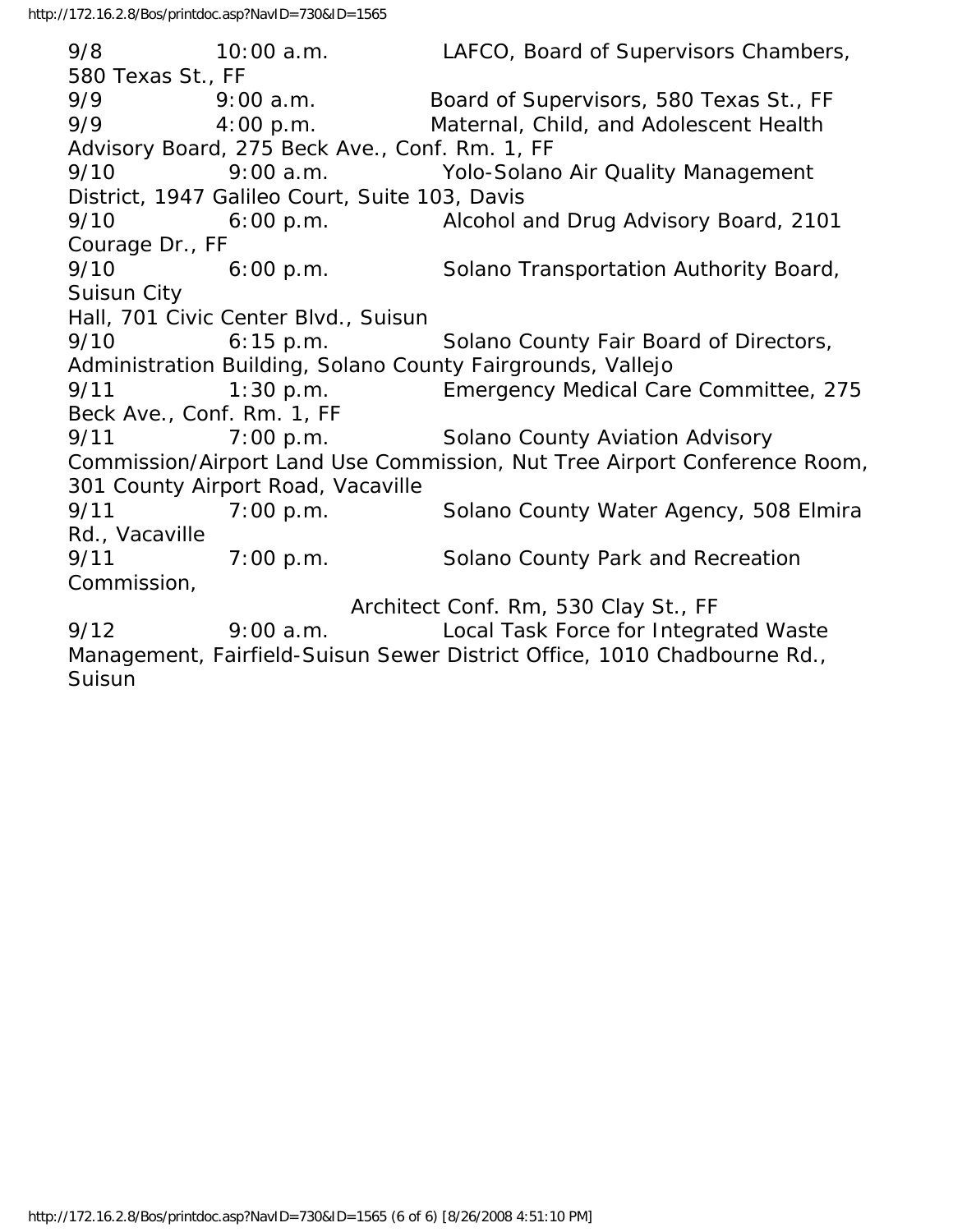9/8 10:00 a.m. LAFCO, Board of Supervisors Chambers, 580 Texas St., FF

9/9 9:00 a.m. Board of Supervisors, 580 Texas St., FF

9/9 4:00 p.m. Maternal, Child, and Adolescent Health Advisory Board, 275 Beck Ave., Conf. Rm. 1, FF

9/10 9:00 a.m. Yolo-Solano Air Quality Management District, 1947 Galileo Court, Suite 103, Davis

9/10 6:00 p.m. Alcohol and Drug Advisory Board, 2101 Courage Dr., FF

9/10 6:00 p.m. Solano Transportation Authority Board, Suisun City Hall, 701 Civic Center Blvd., Suisun

9/10 6:15 p.m. Solano County Fair Board of Directors, Administration Building, Solano County Fairgrounds, Vallejo

9/11 1:30 p.m. Emergency Medical Care Committee, 275 Beck Ave., Conf. Rm. 1, FF

9/11 7:00 p.m. Solano County Aviation Advisory Commission/Airport Land Use Commission, Nut Tree Airport Conference Room, 301 County Airport Road, Vacaville

9/11 7:00 p.m. Solano County Water Agency, 508 Elmira Rd., Vacaville

9/11 7:00 p.m. Solano County Park and Recreation Commission, Architect Conf. Rm, 530 Clay St., FF

9/12 9:00 a.m. Local Task Force for Integrated Waste Management, Fairfield-Suisun Sewer District Office, 1010 Chadbourne Rd., Suisun